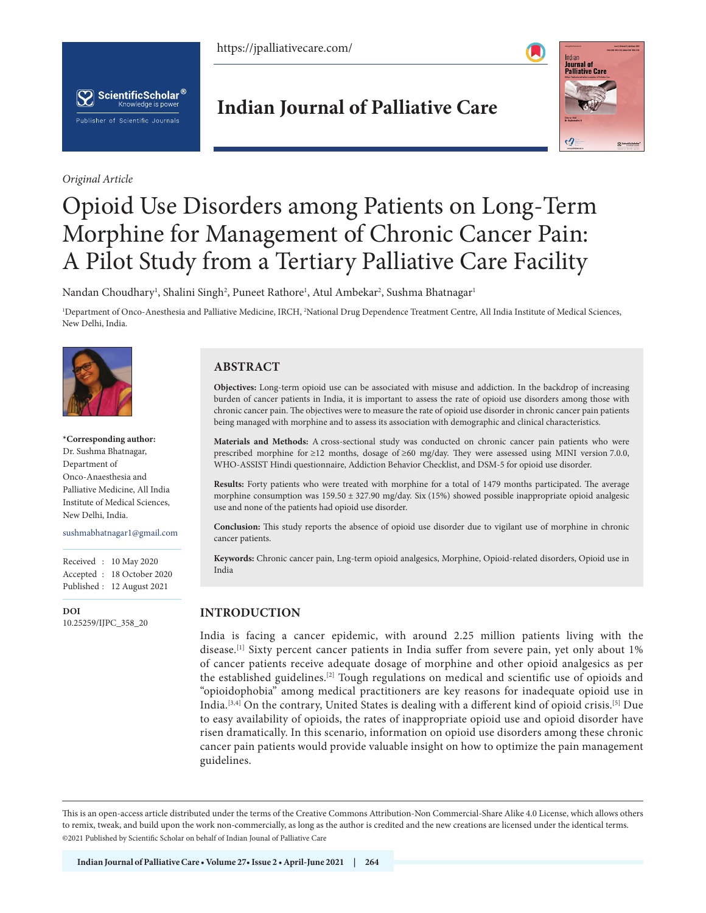*Original Article*

# Opioid Use Disorders among Patients on Long-Term Morphine for Management of Chronic Cancer Pain: A Pilot Study from a Tertiary Palliative Care Facility

Nandan Choudhary[1], Shalini Singh[2], Puneet Rathore[1], Atul Ambekar[2], Sushma Bhatnagar[1]

[1]Department of Onco-Anesthesia and Palliative Medicine, IRCH, [2]National Drug Dependence Treatment Centre, All India Institute of Medical Sciences, New Delhi, India.

**\*Corresponding author:**
Dr. Sushma Bhatnagar, Department of Onco-Anaesthesia and Palliative Medicine, All India Institute of Medical Sciences, New Delhi, India.

sushmabhatnagar1@gmail.com

Received : 10 May 2020
Accepted : 18 October 2020
Published : 12 August 2021

**DOI**
10.25259/IJPC_358_20

## ABSTRACT

**Objectives:** Long-term opioid use can be associated with misuse and addiction. In the backdrop of increasing burden of cancer patients in India, it is important to assess the rate of opioid use disorders among those with chronic cancer pain. The objectives were to measure the rate of opioid use disorder in chronic cancer pain patients being managed with morphine and to assess its association with demographic and clinical characteristics.

**Materials and Methods:** A cross-sectional study was conducted on chronic cancer pain patients who were prescribed morphine for ≥12 months, dosage of ≥60 mg/day. They were assessed using MINI version 7.0.0, WHO-ASSIST Hindi questionnaire, Addiction Behavior Checklist, and DSM-5 for opioid use disorder.

**Results:** Forty patients who were treated with morphine for a total of 1479 months participated. The average morphine consumption was 159.50 ± 327.90 mg/day. Six (15%) showed possible inappropriate opioid analgesic use and none of the patients had opioid use disorder.

**Conclusion:** This study reports the absence of opioid use disorder due to vigilant use of morphine in chronic cancer patients.

**Keywords:** Chronic cancer pain, Lng-term opioid analgesics, Morphine, Opioid-related disorders, Opioid use in India

## INTRODUCTION

India is facing a cancer epidemic, with around 2.25 million patients living with the disease.[1] Sixty percent cancer patients in India suffer from severe pain, yet only about 1% of cancer patients receive adequate dosage of morphine and other opioid analgesics as per the established guidelines.[2] Tough regulations on medical and scientific use of opioids and "opioidophobia" among medical practitioners are key reasons for inadequate opioid use in India.[3,4] On the contrary, United States is dealing with a different kind of opioid crisis.[5] Due to easy availability of opioids, the rates of inappropriate opioid use and opioid disorder have risen dramatically. In this scenario, information on opioid use disorders among these chronic cancer pain patients would provide valuable insight on how to optimize the pain management guidelines.

This is an open-access article distributed under the terms of the Creative Commons Attribution-Non Commercial-Share Alike 4.0 License, which allows others to remix, tweak, and build upon the work non-commercially, as long as the author is credited and the new creations are licensed under the identical terms.
©2021 Published by Scientific Scholar on behalf of Indian Jounal of Palliative Care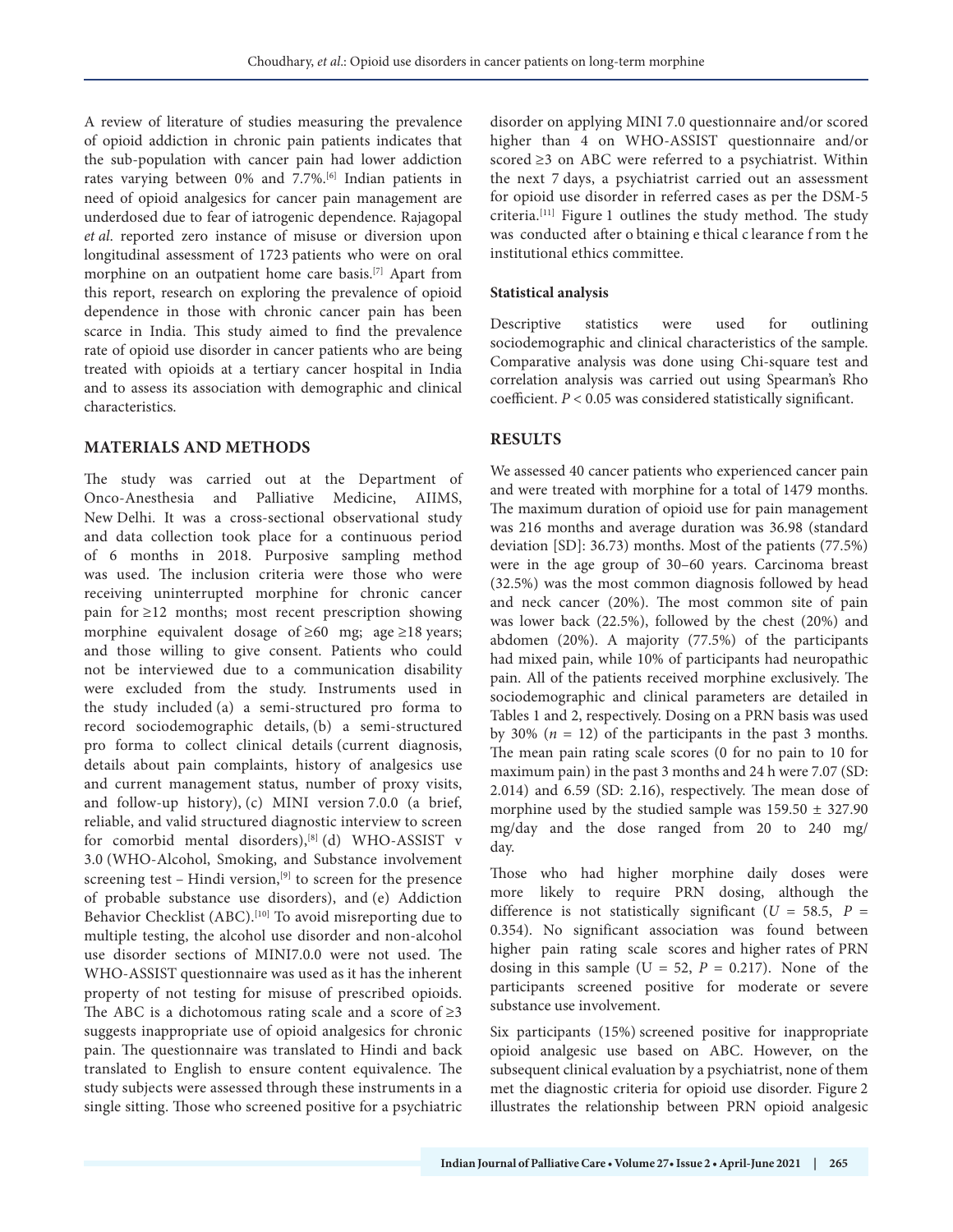A review of literature of studies measuring the prevalence of opioid addiction in chronic pain patients indicates that the sub-population with cancer pain had lower addiction rates varying between 0% and 7.7%.[6] Indian patients in need of opioid analgesics for cancer pain management are underdosed due to fear of iatrogenic dependence. Rajagopal *et al*. reported zero instance of misuse or diversion upon longitudinal assessment of 1723 patients who were on oral morphine on an outpatient home care basis.[7] Apart from this report, research on exploring the prevalence of opioid dependence in those with chronic cancer pain has been scarce in India. This study aimed to find the prevalence rate of opioid use disorder in cancer patients who are being treated with opioids at a tertiary cancer hospital in India and to assess its association with demographic and clinical characteristics.

## MATERIALS AND METHODS

The study was carried out at the Department of Onco-Anesthesia and Palliative Medicine, AIIMS, New Delhi. It was a cross-sectional observational study and data collection took place for a continuous period of 6 months in 2018. Purposive sampling method was used. The inclusion criteria were those who were receiving uninterrupted morphine for chronic cancer pain for ≥12 months; most recent prescription showing morphine equivalent dosage of ≥60 mg; age ≥18 years; and those willing to give consent. Patients who could not be interviewed due to a communication disability were excluded from the study. Instruments used in the study included (a) a semi-structured pro forma to record sociodemographic details, (b) a semi-structured pro forma to collect clinical details (current diagnosis, details about pain complaints, history of analgesics use and current management status, number of proxy visits, and follow-up history), (c) MINI version 7.0.0 (a brief, reliable, and valid structured diagnostic interview to screen for comorbid mental disorders),[8] (d) WHO-ASSIST v 3.0 (WHO-Alcohol, Smoking, and Substance involvement screening test – Hindi version,[9] to screen for the presence of probable substance use disorders), and (e) Addiction Behavior Checklist (ABC).[10] To avoid misreporting due to multiple testing, the alcohol use disorder and non-alcohol use disorder sections of MINI7.0.0 were not used. The WHO-ASSIST questionnaire was used as it has the inherent property of not testing for misuse of prescribed opioids. The ABC is a dichotomous rating scale and a score of ≥3 suggests inappropriate use of opioid analgesics for chronic pain. The questionnaire was translated to Hindi and back translated to English to ensure content equivalence. The study subjects were assessed through these instruments in a single sitting. Those who screened positive for a psychiatric disorder on applying MINI 7.0 questionnaire and/or scored higher than 4 on WHO-ASSIST questionnaire and/or scored ≥3 on ABC were referred to a psychiatrist. Within the next 7 days, a psychiatrist carried out an assessment for opioid use disorder in referred cases as per the DSM-5 criteria.[11] Figure 1 outlines the study method. The study was conducted after obtaining ethical clearance from the institutional ethics committee.

### Statistical analysis

Descriptive statistics were used for outlining sociodemographic and clinical characteristics of the sample. Comparative analysis was done using Chi-square test and correlation analysis was carried out using Spearman's Rho coefficient. $P < 0.05$ was considered statistically significant.

## RESULTS

We assessed 40 cancer patients who experienced cancer pain and were treated with morphine for a total of 1479 months. The maximum duration of opioid use for pain management was 216 months and average duration was 36.98 (standard deviation [SD]: 36.73) months. Most of the patients (77.5%) were in the age group of 30–60 years. Carcinoma breast (32.5%) was the most common diagnosis followed by head and neck cancer (20%). The most common site of pain was lower back (22.5%), followed by the chest (20%) and abdomen (20%). A majority (77.5%) of the participants had mixed pain, while 10% of participants had neuropathic pain. All of the patients received morphine exclusively. The sociodemographic and clinical parameters are detailed in Tables 1 and 2, respectively. Dosing on a PRN basis was used by 30% ($n = 12$) of the participants in the past 3 months. The mean pain rating scale scores (0 for no pain to 10 for maximum pain) in the past 3 months and 24 h were 7.07 (SD: 2.014) and 6.59 (SD: 2.16), respectively. The mean dose of morphine used by the studied sample was 159.50 ± 327.90 mg/day and the dose ranged from 20 to 240 mg/day.

Those who had higher morphine daily doses were more likely to require PRN dosing, although the difference is not statistically significant ($U = 58.5$, $P = 0.354$). No significant association was found between higher pain rating scale scores and higher rates of PRN dosing in this sample ($U = 52$, $P = 0.217$). None of the participants screened positive for moderate or severe substance use involvement.

Six participants (15%) screened positive for inappropriate opioid analgesic use based on ABC. However, on the subsequent clinical evaluation by a psychiatrist, none of them met the diagnostic criteria for opioid use disorder. Figure 2 illustrates the relationship between PRN opioid analgesic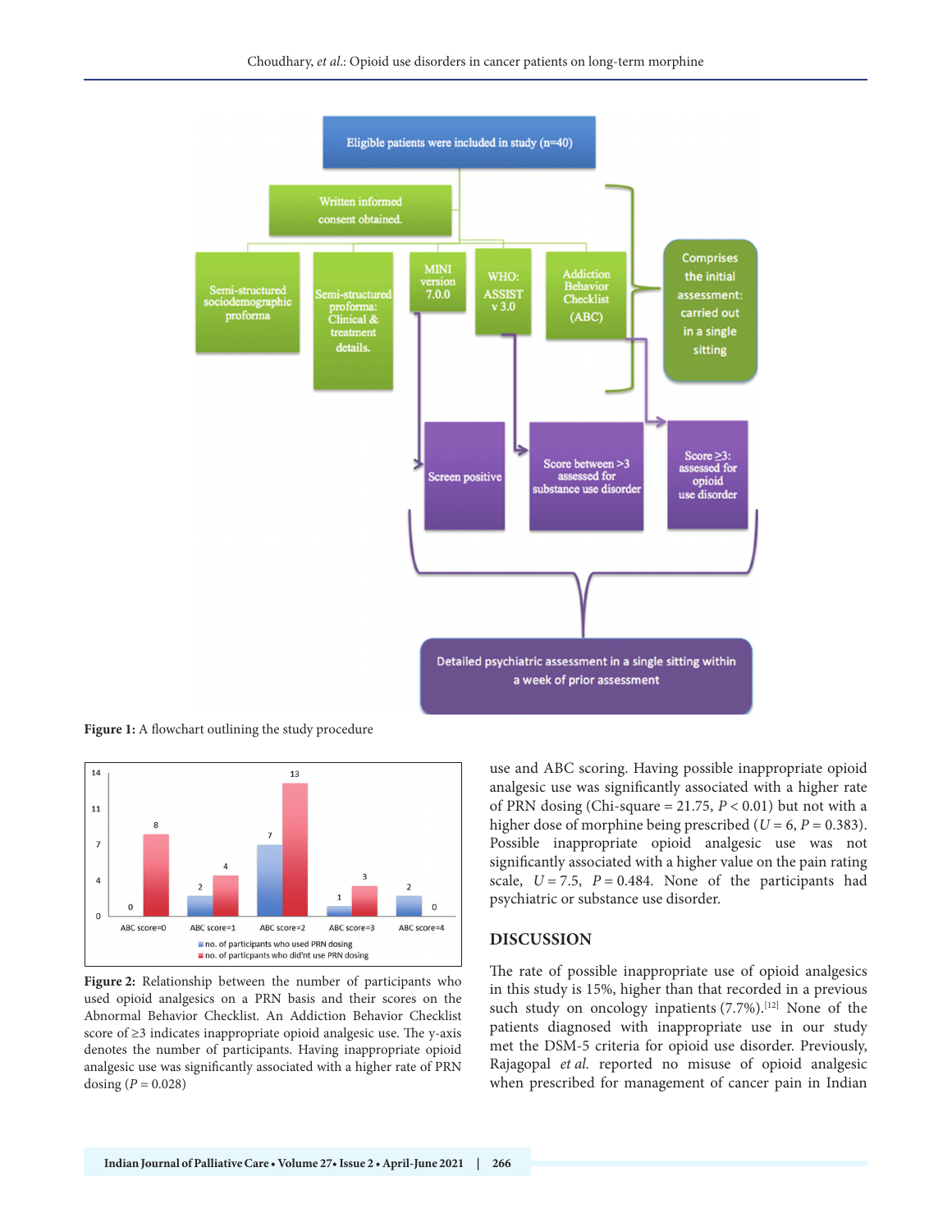**Figure 1:** A flowchart outlining the study procedure

**Figure 2:** Relationship between the number of participants who used opioid analgesics on a PRN basis and their scores on the Abnormal Behavior Checklist. An Addiction Behavior Checklist score of ≥3 indicates inappropriate opioid analgesic use. The y-axis denotes the number of participants. Having inappropriate opioid analgesic use was significantly associated with a higher rate of PRN dosing ($P = 0.028$)

use and ABC scoring. Having possible inappropriate opioid analgesic use was significantly associated with a higher rate of PRN dosing (Chi-square = 21.75, $P < 0.01$) but not with a higher dose of morphine being prescribed ($U = 6$, $P = 0.383$). Possible inappropriate opioid analgesic use was not significantly associated with a higher value on the pain rating scale, $U = 7.5$, $P = 0.484$. None of the participants had psychiatric or substance use disorder.

## DISCUSSION

The rate of possible inappropriate use of opioid analgesics in this study is 15%, higher than that recorded in a previous such study on oncology inpatients (7.7%).[12] None of the patients diagnosed with inappropriate use in our study met the DSM-5 criteria for opioid use disorder. Previously, Rajagopal *et al.* reported no misuse of opioid analgesic when prescribed for management of cancer pain in Indian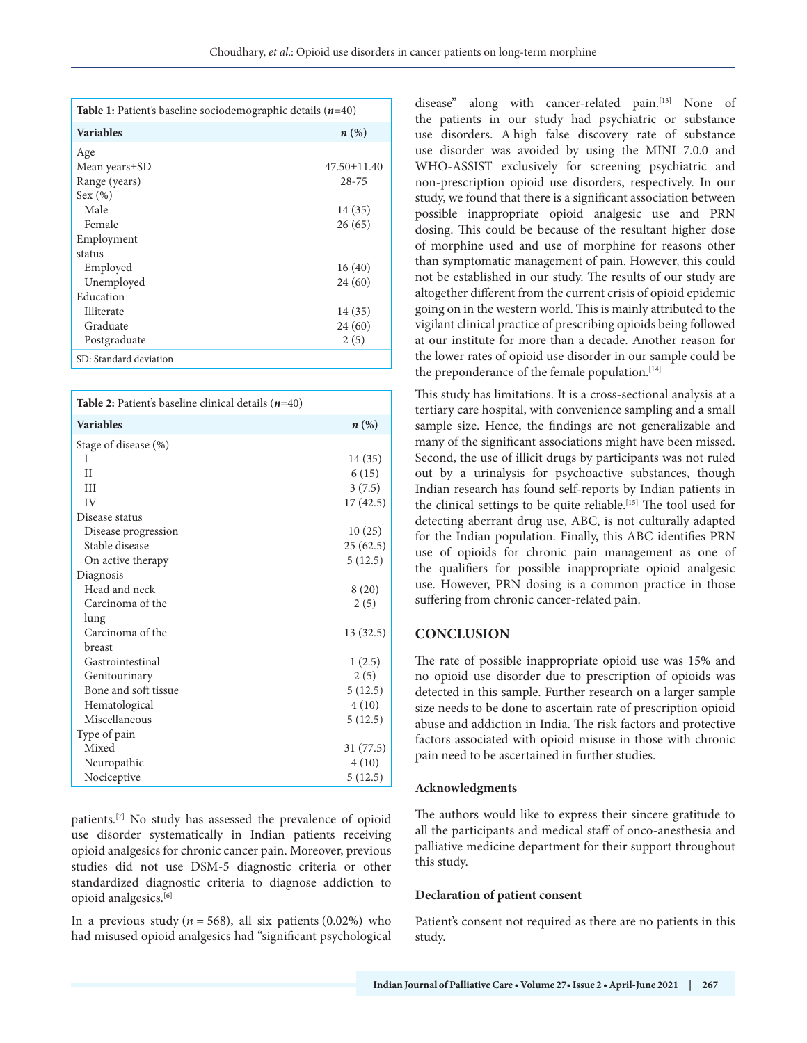**Table 1:** Patient's baseline sociodemographic details (*n*=40)

| Variables | *n* (%) |
|---|---|
| Age | |
| Mean years±SD | 47.50±11.40 |
| Range (years) | 28-75 |
| Sex (%) | |
| Male | 14 (35) |
| Female | 26 (65) |
| Employment status | |
| Employed | 16 (40) |
| Unemployed | 24 (60) |
| Education | |
| Illiterate | 14 (35) |
| Graduate | 24 (60) |
| Postgraduate | 2 (5) |

SD: Standard deviation

**Table 2:** Patient's baseline clinical details (*n*=40)

| Variables | *n* (%) |
|---|---|
| Stage of disease (%) | |
| I | 14 (35) |
| II | 6 (15) |
| III | 3 (7.5) |
| IV | 17 (42.5) |
| Disease status | |
| Disease progression | 10 (25) |
| Stable disease | 25 (62.5) |
| On active therapy | 5 (12.5) |
| Diagnosis | |
| Head and neck | 8 (20) |
| Carcinoma of the lung | 2 (5) |
| Carcinoma of the breast | 13 (32.5) |
| Gastrointestinal | 1 (2.5) |
| Genitourinary | 2 (5) |
| Bone and soft tissue | 5 (12.5) |
| Hematological | 4 (10) |
| Miscellaneous | 5 (12.5) |
| Type of pain | |
| Mixed | 31 (77.5) |
| Neuropathic | 4 (10) |
| Nociceptive | 5 (12.5) |

patients.[7] No study has assessed the prevalence of opioid use disorder systematically in Indian patients receiving opioid analgesics for chronic cancer pain. Moreover, previous studies did not use DSM-5 diagnostic criteria or other standardized diagnostic criteria to diagnose addiction to opioid analgesics.[6]

In a previous study ($n$ = 568), all six patients (0.02%) who had misused opioid analgesics had "significant psychological disease" along with cancer-related pain.[13] None of the patients in our study had psychiatric or substance use disorders. A high false discovery rate of substance use disorder was avoided by using the MINI 7.0.0 and WHO-ASSIST exclusively for screening psychiatric and non-prescription opioid use disorders, respectively. In our study, we found that there is a significant association between possible inappropriate opioid analgesic use and PRN dosing. This could be because of the resultant higher dose of morphine used and use of morphine for reasons other than symptomatic management of pain. However, this could not be established in our study. The results of our study are altogether different from the current crisis of opioid epidemic going on in the western world. This is mainly attributed to the vigilant clinical practice of prescribing opioids being followed at our institute for more than a decade. Another reason for the lower rates of opioid use disorder in our sample could be the preponderance of the female population.[14]

This study has limitations. It is a cross-sectional analysis at a tertiary care hospital, with convenience sampling and a small sample size. Hence, the findings are not generalizable and many of the significant associations might have been missed. Second, the use of illicit drugs by participants was not ruled out by a urinalysis for psychoactive substances, though Indian research has found self-reports by Indian patients in the clinical settings to be quite reliable.[15] The tool used for detecting aberrant drug use, ABC, is not culturally adapted for the Indian population. Finally, this ABC identifies PRN use of opioids for chronic pain management as one of the qualifiers for possible inappropriate opioid analgesic use. However, PRN dosing is a common practice in those suffering from chronic cancer-related pain.

## CONCLUSION

The rate of possible inappropriate opioid use was 15% and no opioid use disorder due to prescription of opioids was detected in this sample. Further research on a larger sample size needs to be done to ascertain rate of prescription opioid abuse and addiction in India. The risk factors and protective factors associated with opioid misuse in those with chronic pain need to be ascertained in further studies.

### Acknowledgments

The authors would like to express their sincere gratitude to all the participants and medical staff of onco-anesthesia and palliative medicine department for their support throughout this study.

### Declaration of patient consent

Patient's consent not required as there are no patients in this study.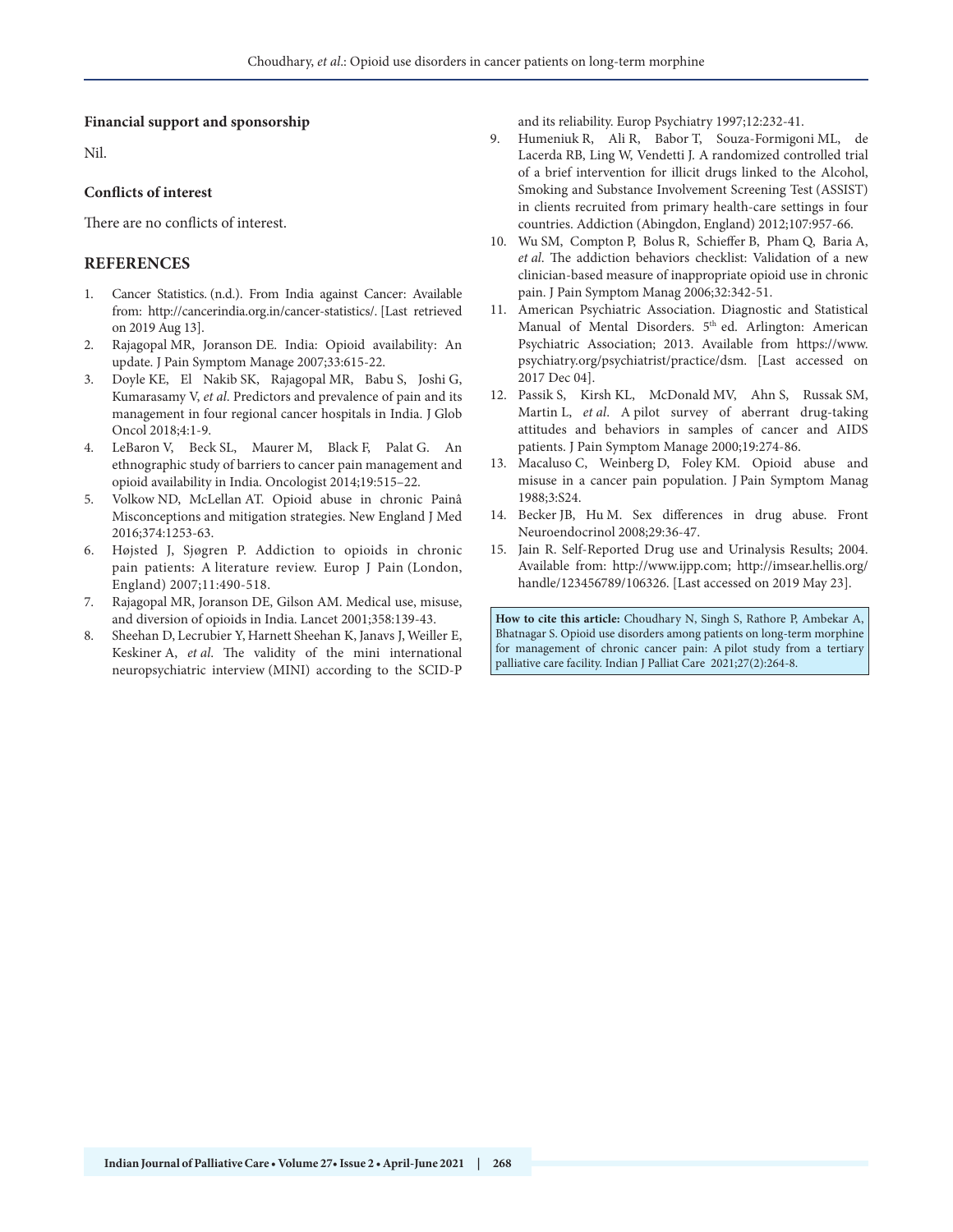**Financial support and sponsorship**

Nil.

**Conflicts of interest**

There are no conflicts of interest.

## REFERENCES

1. Cancer Statistics. (n.d.). From India against Cancer: Available from: http://cancerindia.org.in/cancer-statistics/. [Last retrieved on 2019 Aug 13].
2. Rajagopal MR, Joranson DE. India: Opioid availability: An update. J Pain Symptom Manage 2007;33:615-22.
3. Doyle KE, El Nakib SK, Rajagopal MR, Babu S, Joshi G, Kumarasamy V, *et al*. Predictors and prevalence of pain and its management in four regional cancer hospitals in India. J Glob Oncol 2018;4:1-9.
4. LeBaron V, Beck SL, Maurer M, Black F, Palat G. An ethnographic study of barriers to cancer pain management and opioid availability in India. Oncologist 2014;19:515–22.
5. Volkow ND, McLellan AT. Opioid abuse in chronic Painâ Misconceptions and mitigation strategies. New England J Med 2016;374:1253-63.
6. Højsted J, Sjøgren P. Addiction to opioids in chronic pain patients: A literature review. Europ J Pain (London, England) 2007;11:490-518.
7. Rajagopal MR, Joranson DE, Gilson AM. Medical use, misuse, and diversion of opioids in India. Lancet 2001;358:139-43.
8. Sheehan D, Lecrubier Y, Harnett Sheehan K, Janavs J, Weiller E, Keskiner A, *et al*. The validity of the mini international neuropsychiatric interview (MINI) according to the SCID-P and its reliability. Europ Psychiatry 1997;12:232-41.
9. Humeniuk R, Ali R, Babor T, Souza-Formigoni ML, de Lacerda RB, Ling W, Vendetti J. A randomized controlled trial of a brief intervention for illicit drugs linked to the Alcohol, Smoking and Substance Involvement Screening Test (ASSIST) in clients recruited from primary health-care settings in four countries. Addiction (Abingdon, England) 2012;107:957-66.
10. Wu SM, Compton P, Bolus R, Schieffer B, Pham Q, Baria A, *et al*. The addiction behaviors checklist: Validation of a new clinician-based measure of inappropriate opioid use in chronic pain. J Pain Symptom Manag 2006;32:342-51.
11. American Psychiatric Association. Diagnostic and Statistical Manual of Mental Disorders. 5th ed. Arlington: American Psychiatric Association; 2013. Available from https://www.psychiatry.org/psychiatrist/practice/dsm. [Last accessed on 2017 Dec 04].
12. Passik S, Kirsh KL, McDonald MV, Ahn S, Russak SM, Martin L, *et al*. A pilot survey of aberrant drug-taking attitudes and behaviors in samples of cancer and AIDS patients. J Pain Symptom Manage 2000;19:274-86.
13. Macaluso C, Weinberg D, Foley KM. Opioid abuse and misuse in a cancer pain population. J Pain Symptom Manag 1988;3:S24.
14. Becker JB, Hu M. Sex differences in drug abuse. Front Neuroendocrinol 2008;29:36-47.
15. Jain R. Self-Reported Drug use and Urinalysis Results; 2004. Available from: http://www.ijpp.com; http://imsear.hellis.org/handle/123456789/106326. [Last accessed on 2019 May 23].

**How to cite this article:** Choudhary N, Singh S, Rathore P, Ambekar A, Bhatnagar S. Opioid use disorders among patients on long-term morphine for management of chronic cancer pain: A pilot study from a tertiary palliative care facility. Indian J Palliat Care 2021;27(2):264-8.